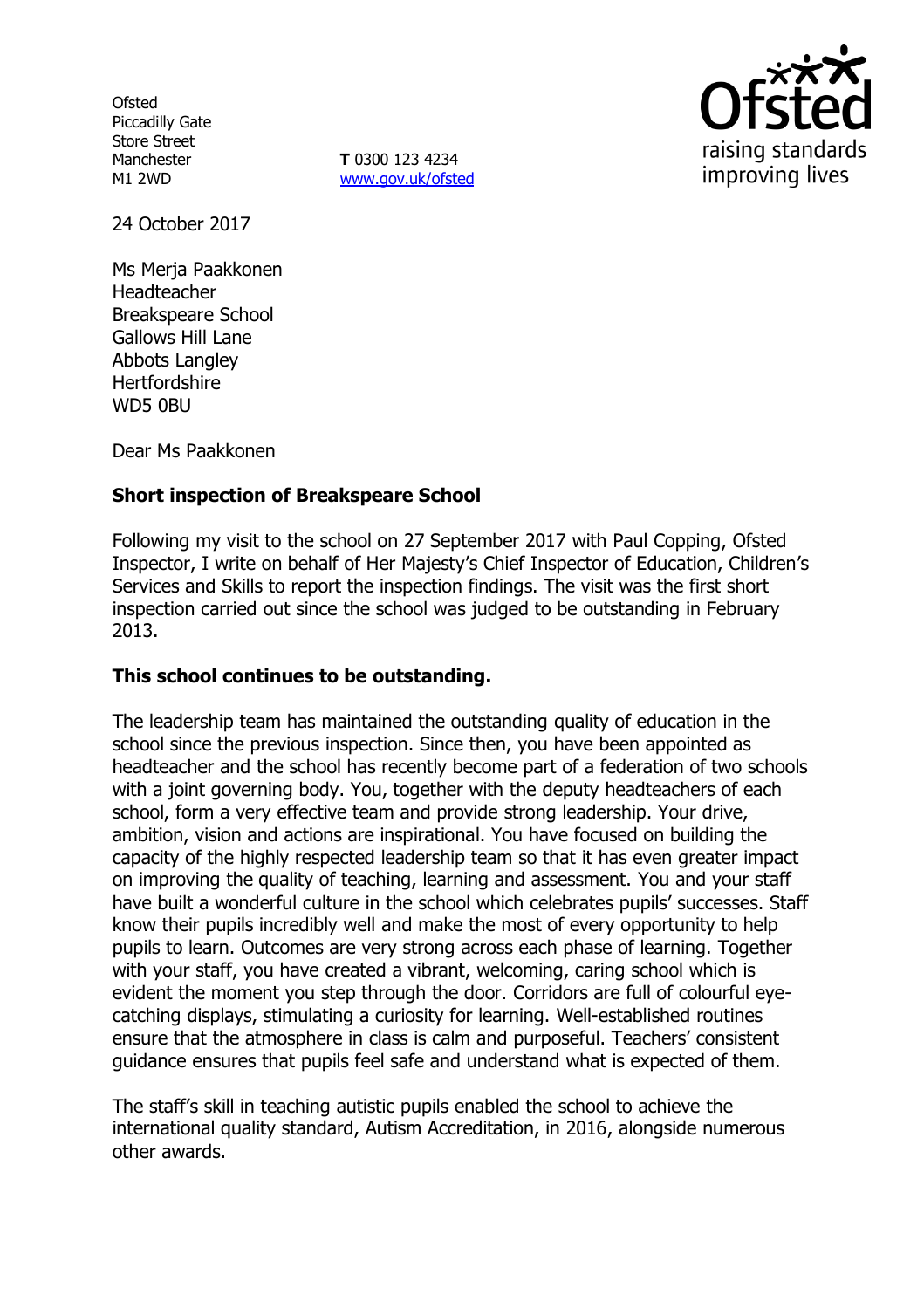Ofsted
Piccadilly Gate
Store Street
Manchester
M1 2WD

**T** 0300 123 4234
www.gov.uk/ofsted

24 October 2017

Ms Merja Paakkonen
Headteacher
Breakspeare School
Gallows Hill Lane
Abbots Langley
Hertfordshire
WD5 0BU

Dear Ms Paakkonen

**Short inspection of Breakspeare School**

Following my visit to the school on 27 September 2017 with Paul Copping, Ofsted Inspector, I write on behalf of Her Majesty's Chief Inspector of Education, Children's Services and Skills to report the inspection findings. The visit was the first short inspection carried out since the school was judged to be outstanding in February 2013.

**This school continues to be outstanding.**

The leadership team has maintained the outstanding quality of education in the school since the previous inspection. Since then, you have been appointed as headteacher and the school has recently become part of a federation of two schools with a joint governing body. You, together with the deputy headteachers of each school, form a very effective team and provide strong leadership. Your drive, ambition, vision and actions are inspirational. You have focused on building the capacity of the highly respected leadership team so that it has even greater impact on improving the quality of teaching, learning and assessment. You and your staff have built a wonderful culture in the school which celebrates pupils' successes. Staff know their pupils incredibly well and make the most of every opportunity to help pupils to learn. Outcomes are very strong across each phase of learning. Together with your staff, you have created a vibrant, welcoming, caring school which is evident the moment you step through the door. Corridors are full of colourful eye-catching displays, stimulating a curiosity for learning. Well-established routines ensure that the atmosphere in class is calm and purposeful. Teachers' consistent guidance ensures that pupils feel safe and understand what is expected of them.

The staff's skill in teaching autistic pupils enabled the school to achieve the international quality standard, Autism Accreditation, in 2016, alongside numerous other awards.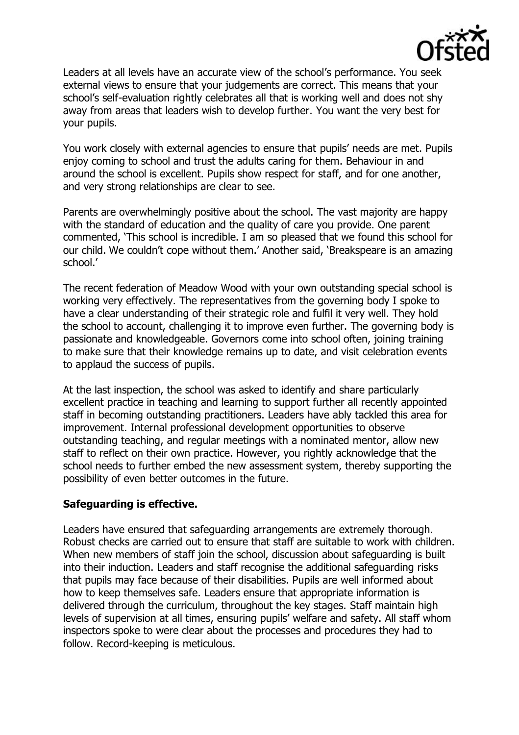Leaders at all levels have an accurate view of the school's performance. You seek external views to ensure that your judgements are correct. This means that your school's self-evaluation rightly celebrates all that is working well and does not shy away from areas that leaders wish to develop further. You want the very best for your pupils.

You work closely with external agencies to ensure that pupils' needs are met. Pupils enjoy coming to school and trust the adults caring for them. Behaviour in and around the school is excellent. Pupils show respect for staff, and for one another, and very strong relationships are clear to see.

Parents are overwhelmingly positive about the school. The vast majority are happy with the standard of education and the quality of care you provide. One parent commented, 'This school is incredible. I am so pleased that we found this school for our child. We couldn't cope without them.' Another said, 'Breakspeare is an amazing school.'

The recent federation of Meadow Wood with your own outstanding special school is working very effectively. The representatives from the governing body I spoke to have a clear understanding of their strategic role and fulfil it very well. They hold the school to account, challenging it to improve even further. The governing body is passionate and knowledgeable. Governors come into school often, joining training to make sure that their knowledge remains up to date, and visit celebration events to applaud the success of pupils.

At the last inspection, the school was asked to identify and share particularly excellent practice in teaching and learning to support further all recently appointed staff in becoming outstanding practitioners. Leaders have ably tackled this area for improvement. Internal professional development opportunities to observe outstanding teaching, and regular meetings with a nominated mentor, allow new staff to reflect on their own practice. However, you rightly acknowledge that the school needs to further embed the new assessment system, thereby supporting the possibility of even better outcomes in the future.

**Safeguarding is effective.**

Leaders have ensured that safeguarding arrangements are extremely thorough. Robust checks are carried out to ensure that staff are suitable to work with children. When new members of staff join the school, discussion about safeguarding is built into their induction. Leaders and staff recognise the additional safeguarding risks that pupils may face because of their disabilities. Pupils are well informed about how to keep themselves safe. Leaders ensure that appropriate information is delivered through the curriculum, throughout the key stages. Staff maintain high levels of supervision at all times, ensuring pupils' welfare and safety. All staff whom inspectors spoke to were clear about the processes and procedures they had to follow. Record-keeping is meticulous.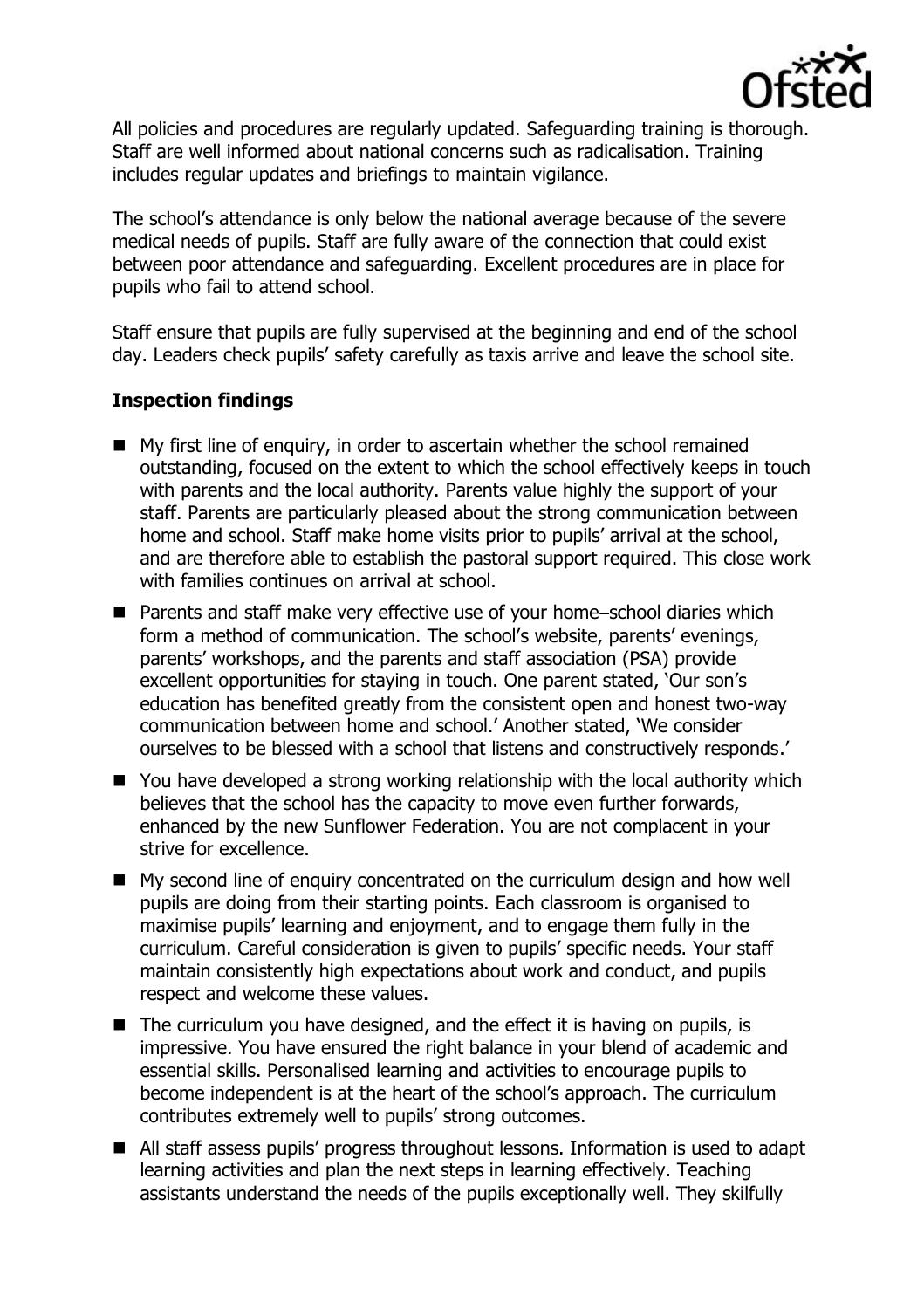All policies and procedures are regularly updated. Safeguarding training is thorough. Staff are well informed about national concerns such as radicalisation. Training includes regular updates and briefings to maintain vigilance.

The school's attendance is only below the national average because of the severe medical needs of pupils. Staff are fully aware of the connection that could exist between poor attendance and safeguarding. Excellent procedures are in place for pupils who fail to attend school.

Staff ensure that pupils are fully supervised at the beginning and end of the school day. Leaders check pupils' safety carefully as taxis arrive and leave the school site.

**Inspection findings**

- My first line of enquiry, in order to ascertain whether the school remained outstanding, focused on the extent to which the school effectively keeps in touch with parents and the local authority. Parents value highly the support of your staff. Parents are particularly pleased about the strong communication between home and school. Staff make home visits prior to pupils' arrival at the school, and are therefore able to establish the pastoral support required. This close work with families continues on arrival at school.
- Parents and staff make very effective use of your home–school diaries which form a method of communication. The school's website, parents' evenings, parents' workshops, and the parents and staff association (PSA) provide excellent opportunities for staying in touch. One parent stated, 'Our son's education has benefited greatly from the consistent open and honest two-way communication between home and school.' Another stated, 'We consider ourselves to be blessed with a school that listens and constructively responds.'
- You have developed a strong working relationship with the local authority which believes that the school has the capacity to move even further forwards, enhanced by the new Sunflower Federation. You are not complacent in your strive for excellence.
- My second line of enquiry concentrated on the curriculum design and how well pupils are doing from their starting points. Each classroom is organised to maximise pupils' learning and enjoyment, and to engage them fully in the curriculum. Careful consideration is given to pupils' specific needs. Your staff maintain consistently high expectations about work and conduct, and pupils respect and welcome these values.
- The curriculum you have designed, and the effect it is having on pupils, is impressive. You have ensured the right balance in your blend of academic and essential skills. Personalised learning and activities to encourage pupils to become independent is at the heart of the school's approach. The curriculum contributes extremely well to pupils' strong outcomes.
- All staff assess pupils' progress throughout lessons. Information is used to adapt learning activities and plan the next steps in learning effectively. Teaching assistants understand the needs of the pupils exceptionally well. They skilfully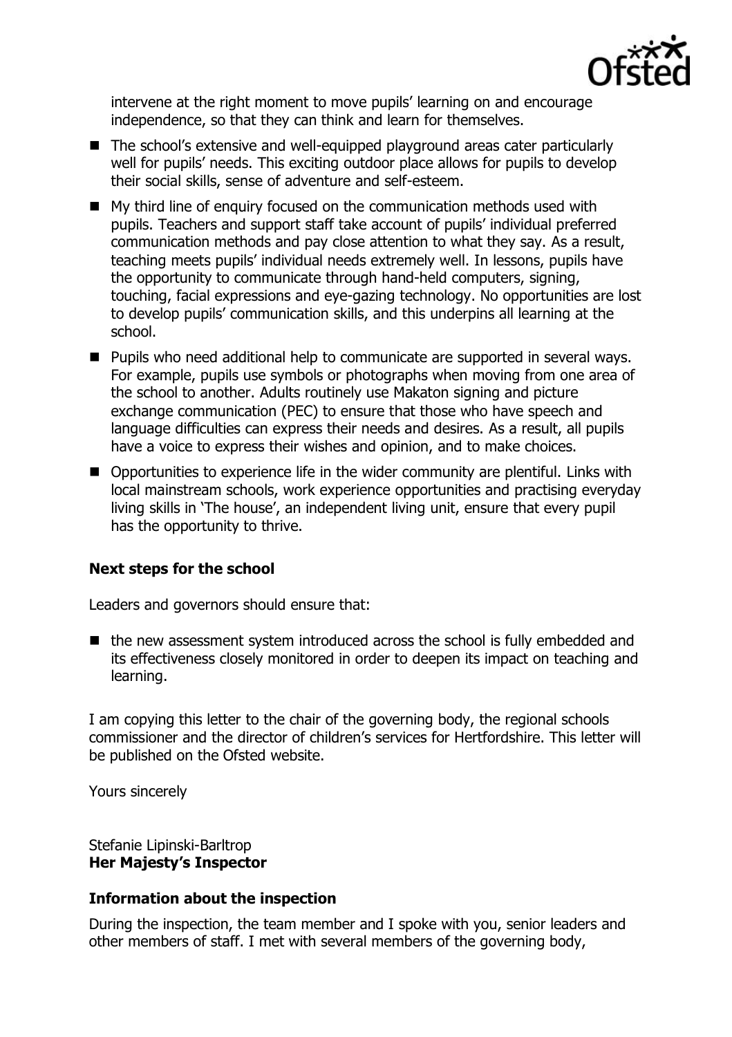intervene at the right moment to move pupils' learning on and encourage independence, so that they can think and learn for themselves.

- The school's extensive and well-equipped playground areas cater particularly well for pupils' needs. This exciting outdoor place allows for pupils to develop their social skills, sense of adventure and self-esteem.
- My third line of enquiry focused on the communication methods used with pupils. Teachers and support staff take account of pupils' individual preferred communication methods and pay close attention to what they say. As a result, teaching meets pupils' individual needs extremely well. In lessons, pupils have the opportunity to communicate through hand-held computers, signing, touching, facial expressions and eye-gazing technology. No opportunities are lost to develop pupils' communication skills, and this underpins all learning at the school.
- Pupils who need additional help to communicate are supported in several ways. For example, pupils use symbols or photographs when moving from one area of the school to another. Adults routinely use Makaton signing and picture exchange communication (PEC) to ensure that those who have speech and language difficulties can express their needs and desires. As a result, all pupils have a voice to express their wishes and opinion, and to make choices.
- Opportunities to experience life in the wider community are plentiful. Links with local mainstream schools, work experience opportunities and practising everyday living skills in 'The house', an independent living unit, ensure that every pupil has the opportunity to thrive.

## Next steps for the school

Leaders and governors should ensure that:

- the new assessment system introduced across the school is fully embedded and its effectiveness closely monitored in order to deepen its impact on teaching and learning.

I am copying this letter to the chair of the governing body, the regional schools commissioner and the director of children's services for Hertfordshire. This letter will be published on the Ofsted website.

Yours sincerely

Stefanie Lipinski-Barltrop
**Her Majesty's Inspector**

## Information about the inspection

During the inspection, the team member and I spoke with you, senior leaders and other members of staff. I met with several members of the governing body,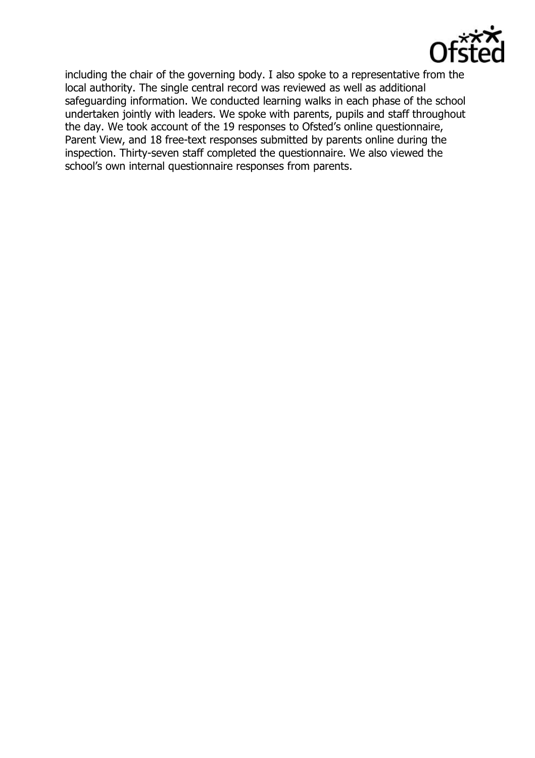including the chair of the governing body. I also spoke to a representative from the local authority. The single central record was reviewed as well as additional safeguarding information. We conducted learning walks in each phase of the school undertaken jointly with leaders. We spoke with parents, pupils and staff throughout the day. We took account of the 19 responses to Ofsted's online questionnaire, Parent View, and 18 free-text responses submitted by parents online during the inspection. Thirty-seven staff completed the questionnaire. We also viewed the school's own internal questionnaire responses from parents.